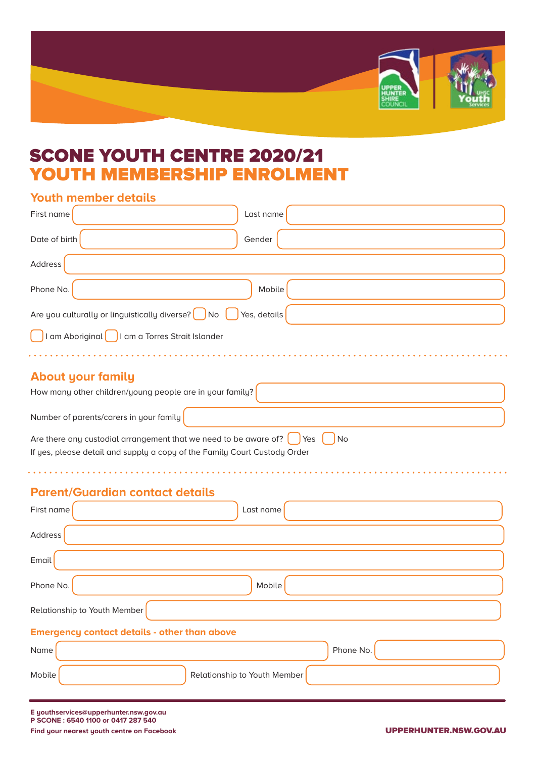# SCONE YOUTH CENTRE 2020/21
# YOUTH MEMBERSHIP ENROLMENT

## Youth member details

First name ______________________ Last name ______________________

Date of birth ______________________ Gender ______________________

Address ______________________

Phone No. ______________________ Mobile ______________________

Are you culturally or linguistically diverse? ☐ No ☐ Yes, details ______________________

☐ I am Aboriginal ☐ I am a Torres Strait Islander

## About your family

How many other children/young people are in your family? ______________________

Number of parents/carers in your family ______________________

Are there any custodial arrangement that we need to be aware of? ☐ Yes ☐ No
If yes, please detail and supply a copy of the Family Court Custody Order

## Parent/Guardian contact details

First name ______________________ Last name ______________________

Address ______________________

Email ______________________

Phone No. ______________________ Mobile ______________________

Relationship to Youth Member ______________________

### Emergency contact details - other than above

Name ______________________ Phone No. ______________________

Mobile ______________________ Relationship to Youth Member ______________________

**E youthservices@upperhunter.nsw.gov.au**
**P SCONE : 6540 1100 or 0417 287 540**
**Find your nearest youth centre on Facebook**

**UPPERHUNTER.NSW.GOV.AU**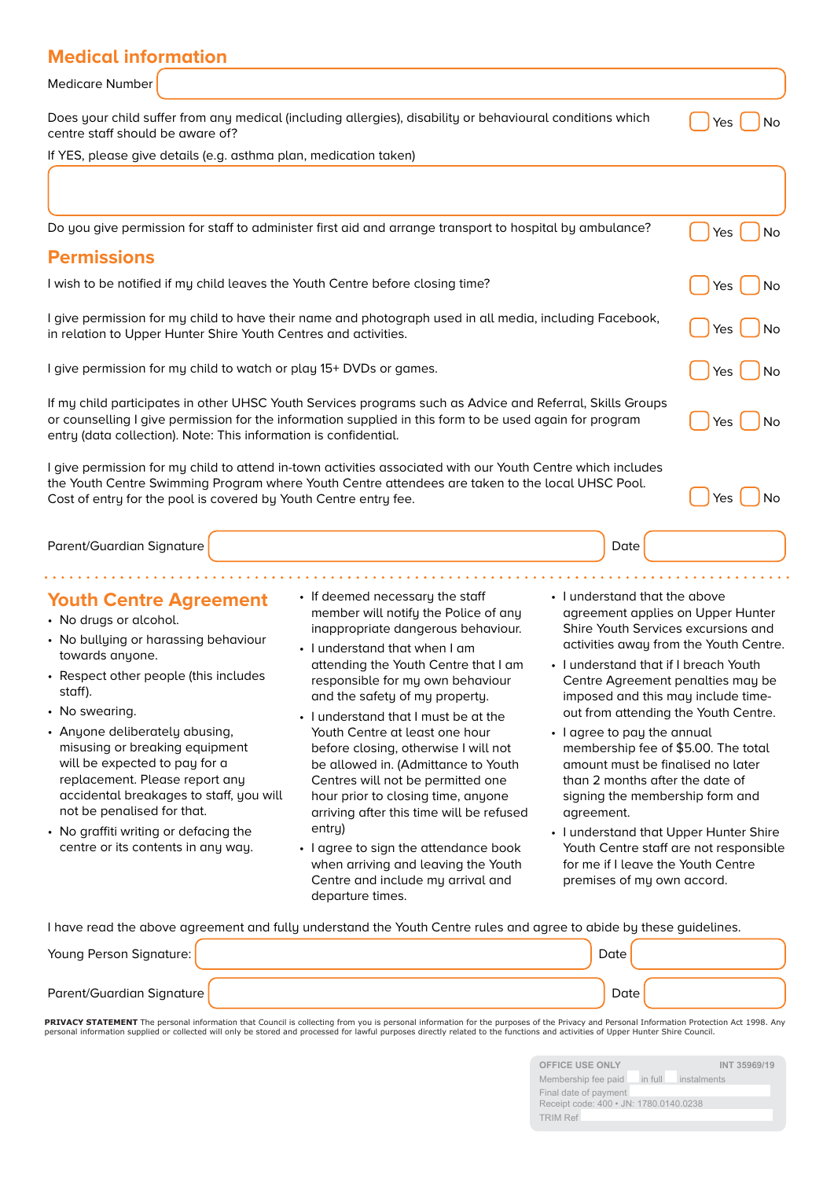## Medical information

Medicare Number

Does your child suffer from any medical (including allergies), disability or behavioural conditions which centre staff should be aware of? Yes No

If YES, please give details (e.g. asthma plan, medication taken)

Do you give permission for staff to administer first aid and arrange transport to hospital by ambulance? Yes No

## Permissions

I wish to be notified if my child leaves the Youth Centre before closing time? Yes No

I give permission for my child to have their name and photograph used in all media, including Facebook, in relation to Upper Hunter Shire Youth Centres and activities. Yes No

I give permission for my child to watch or play 15+ DVDs or games. Yes No

If my child participates in other UHSC Youth Services programs such as Advice and Referral, Skills Groups or counselling I give permission for the information supplied in this form to be used again for program entry (data collection). Note: This information is confidential. Yes No

I give permission for my child to attend in-town activities associated with our Youth Centre which includes the Youth Centre Swimming Program where Youth Centre attendees are taken to the local UHSC Pool. Cost of entry for the pool is covered by Youth Centre entry fee. Yes No

Parent/Guardian Signature Date

## Youth Centre Agreement

- No drugs or alcohol.
- No bullying or harassing behaviour towards anyone.
- Respect other people (this includes staff).
- No swearing.
- Anyone deliberately abusing, misusing or breaking equipment will be expected to pay for a replacement. Please report any accidental breakages to staff, you will not be penalised for that.
- No graffiti writing or defacing the centre or its contents in any way.
- If deemed necessary the staff member will notify the Police of any inappropriate dangerous behaviour.
- I understand that when I am attending the Youth Centre that I am responsible for my own behaviour and the safety of my property.
- I understand that I must be at the Youth Centre at least one hour before closing, otherwise I will not be allowed in. (Admittance to Youth Centres will not be permitted one hour prior to closing time, anyone arriving after this time will be refused entry)
- I agree to sign the attendance book when arriving and leaving the Youth Centre and include my arrival and departure times.
- I understand that the above agreement applies on Upper Hunter Shire Youth Services excursions and activities away from the Youth Centre.
- I understand that if I breach Youth Centre Agreement penalties may be imposed and this may include time-out from attending the Youth Centre.
- I agree to pay the annual membership fee of $5.00. The total amount must be finalised no later than 2 months after the date of signing the membership form and agreement.
- I understand that Upper Hunter Shire Youth Centre staff are not responsible for me if I leave the Youth Centre premises of my own accord.

I have read the above agreement and fully understand the Youth Centre rules and agree to abide by these guidelines.

Young Person Signature: Date

Parent/Guardian Signature Date

**PRIVACY STATEMENT** The personal information that Council is collecting from you is personal information for the purposes of the Privacy and Personal Information Protection Act 1998. Any personal information supplied or collected will only be stored and processed for lawful purposes directly related to the functions and activities of Upper Hunter Shire Council.

OFFICE USE ONLY INT 35969/19

Membership fee paid in full instalments

Final date of payment

Receipt code: 400 • JN: 1780.0140.0238

TRIM Ref